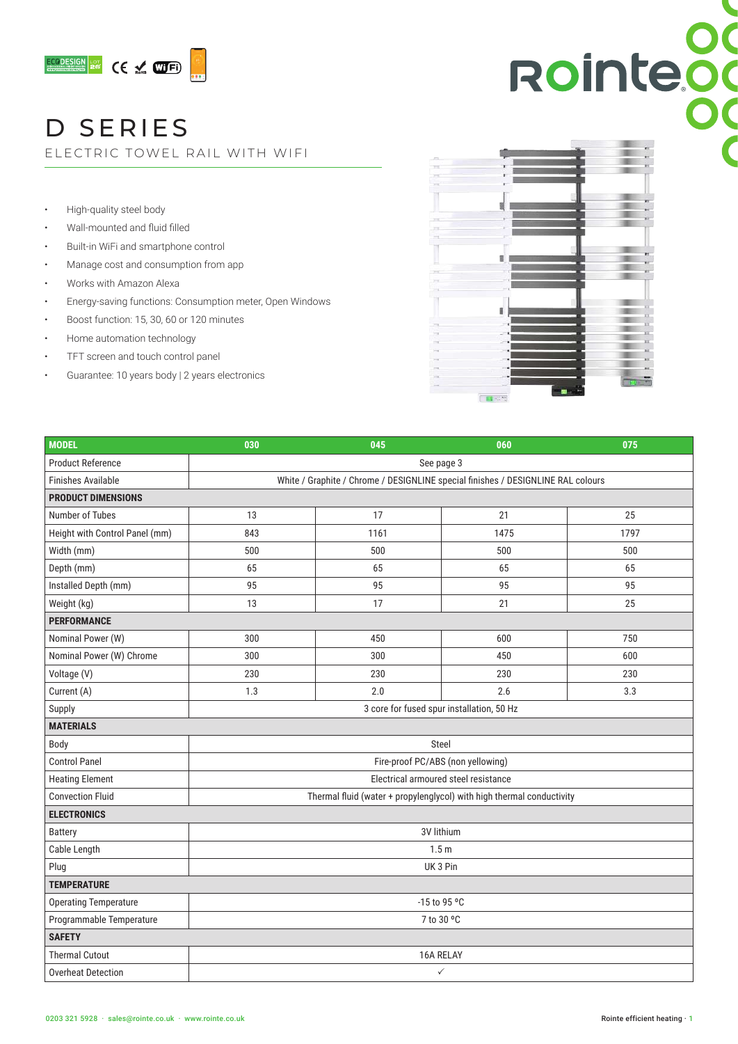# D SERIES

ELECTRIC TOWEL RAIL WITH WIFI

- High-quality steel body
- Wall-mounted and fluid filled
- Built-in WiFi and smartphone control
- Manage cost and consumption from app
- Works with Amazon Alexa
- Energy-saving functions: Consumption meter, Open Windows
- Boost function: 15, 30, 60 or 120 minutes
- Home automation technology
- TFT screen and touch control panel
- Guarantee: 10 years body | 2 years electronics

| MODEL | 030 | 045 | 060 | 075 |
|---|---|---|---|---|
| Product Reference | See page 3 | | | |
| Finishes Available | White / Graphite / Chrome / DESIGNLINE special finishes / DESIGNLINE RAL colours | | | |
| **PRODUCT DIMENSIONS** | | | | |
| Number of Tubes | 13 | 17 | 21 | 25 |
| Height with Control Panel (mm) | 843 | 1161 | 1475 | 1797 |
| Width (mm) | 500 | 500 | 500 | 500 |
| Depth (mm) | 65 | 65 | 65 | 65 |
| Installed Depth (mm) | 95 | 95 | 95 | 95 |
| Weight (kg) | 13 | 17 | 21 | 25 |
| **PERFORMANCE** | | | | |
| Nominal Power (W) | 300 | 450 | 600 | 750 |
| Nominal Power (W) Chrome | 300 | 300 | 450 | 600 |
| Voltage (V) | 230 | 230 | 230 | 230 |
| Current (A) | 1.3 | 2.0 | 2.6 | 3.3 |
| Supply | 3 core for fused spur installation, 50 Hz | | | |
| **MATERIALS** | | | | |
| Body | Steel | | | |
| Control Panel | Fire-proof PC/ABS (non yellowing) | | | |
| Heating Element | Electrical armoured steel resistance | | | |
| Convection Fluid | Thermal fluid (water + propylenglycol) with high thermal conductivity | | | |
| **ELECTRONICS** | | | | |
| Battery | 3V lithium | | | |
| Cable Length | 1.5 m | | | |
| Plug | UK 3 Pin | | | |
| **TEMPERATURE** | | | | |
| Operating Temperature | -15 to 95 ºC | | | |
| Programmable Temperature | 7 to 30 ºC | | | |
| **SAFETY** | | | | |
| Thermal Cutout | 16A RELAY | | | |
| Overheat Detection | ✓ | | | |

0203 321 5928 · sales@rointe.co.uk · www.rointe.co.uk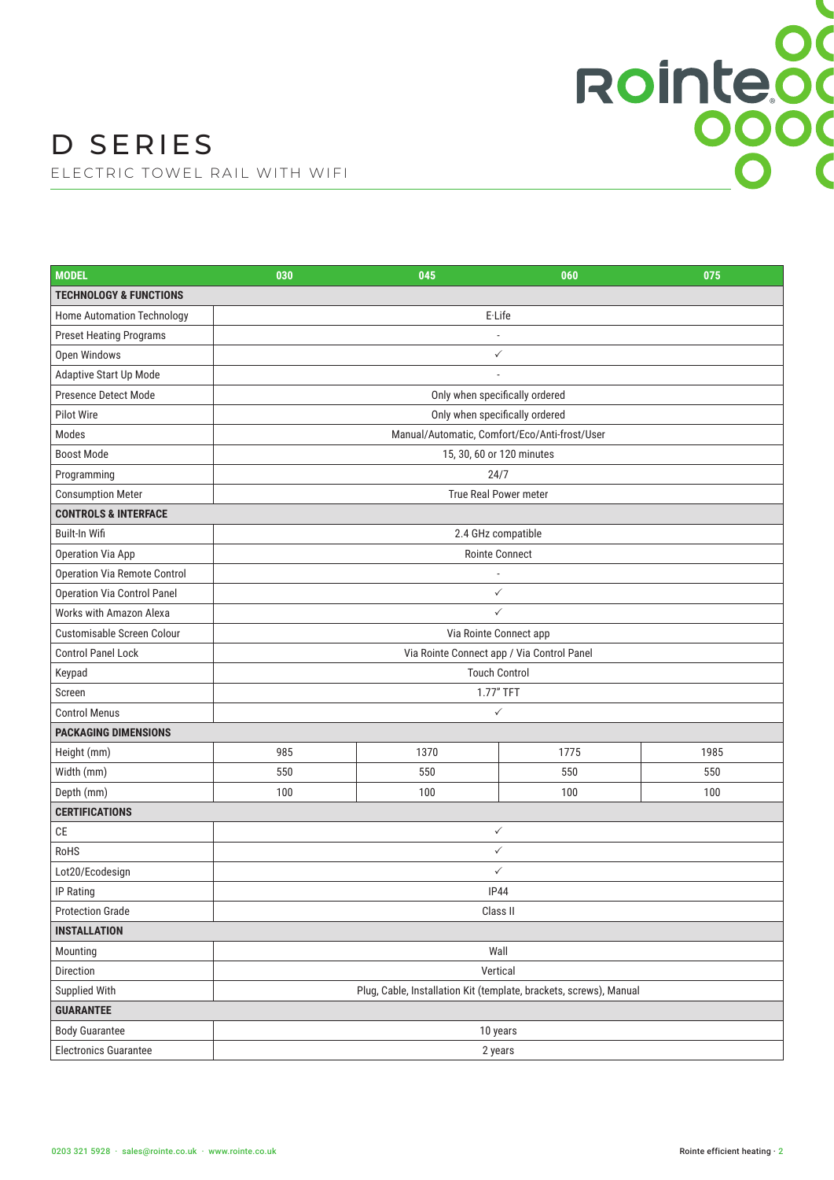# D SERIES

ELECTRIC TOWEL RAIL WITH WIFI

| MODEL | 030 | 045 | 060 | 075 |
|---|---|---|---|---|
| **TECHNOLOGY & FUNCTIONS** | | | | |
| Home Automation Technology | E-Life | | | |
| Preset Heating Programs | - | | | |
| Open Windows | ✓ | | | |
| Adaptive Start Up Mode | - | | | |
| Presence Detect Mode | Only when specifically ordered | | | |
| Pilot Wire | Only when specifically ordered | | | |
| Modes | Manual/Automatic, Comfort/Eco/Anti-frost/User | | | |
| Boost Mode | 15, 30, 60 or 120 minutes | | | |
| Programming | 24/7 | | | |
| Consumption Meter | True Real Power meter | | | |
| **CONTROLS & INTERFACE** | | | | |
| Built-In Wifi | 2.4 GHz compatible | | | |
| Operation Via App | Rointe Connect | | | |
| Operation Via Remote Control | - | | | |
| Operation Via Control Panel | ✓ | | | |
| Works with Amazon Alexa | ✓ | | | |
| Customisable Screen Colour | Via Rointe Connect app | | | |
| Control Panel Lock | Via Rointe Connect app / Via Control Panel | | | |
| Keypad | Touch Control | | | |
| Screen | 1.77" TFT | | | |
| Control Menus | ✓ | | | |
| **PACKAGING DIMENSIONS** | | | | |
| Height (mm) | 985 | 1370 | 1775 | 1985 |
| Width (mm) | 550 | 550 | 550 | 550 |
| Depth (mm) | 100 | 100 | 100 | 100 |
| **CERTIFICATIONS** | | | | |
| CE | ✓ | | | |
| RoHS | ✓ | | | |
| Lot20/Ecodesign | ✓ | | | |
| IP Rating | IP44 | | | |
| Protection Grade | Class II | | | |
| **INSTALLATION** | | | | |
| Mounting | Wall | | | |
| Direction | Vertical | | | |
| Supplied With | Plug, Cable, Installation Kit (template, brackets, screws), Manual | | | |
| **GUARANTEE** | | | | |
| Body Guarantee | 10 years | | | |
| Electronics Guarantee | 2 years | | | |

0203 321 5928 · sales@rointe.co.uk · www.rointe.co.uk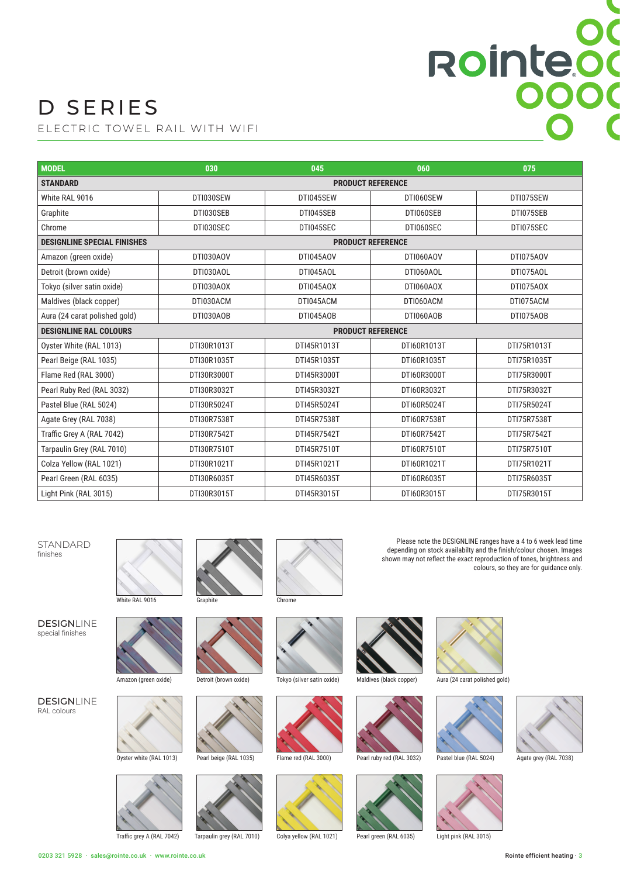# D SERIES

ELECTRIC TOWEL RAIL WITH WIFI

| MODEL | 030 | 045 | 060 | 075 |
|---|---|---|---|---|
| **STANDARD** | **PRODUCT REFERENCE** | | | |
| White RAL 9016 | DTI030SEW | DTI045SEW | DTI060SEW | DTI075SEW |
| Graphite | DTI030SEB | DTI045SEB | DTI060SEB | DTI075SEB |
| Chrome | DTI030SEC | DTI045SEC | DTI060SEC | DTI075SEC |
| **DESIGNLINE SPECIAL FINISHES** | **PRODUCT REFERENCE** | | | |
| Amazon (green oxide) | DTI030AOV | DTI045AOV | DTI060AOV | DTI075AOV |
| Detroit (brown oxide) | DTI030AOL | DTI045AOL | DTI060AOL | DTI075AOL |
| Tokyo (silver satin oxide) | DTI030AOX | DTI045AOX | DTI060AOX | DTI075AOX |
| Maldives (black copper) | DTI030ACM | DTI045ACM | DTI060ACM | DTI075ACM |
| Aura (24 carat polished gold) | DTI030AOB | DTI045AOB | DTI060AOB | DTI075AOB |
| **DESIGNLINE RAL COLOURS** | **PRODUCT REFERENCE** | | | |
| Oyster White (RAL 1013) | DTI30R1013T | DTI45R1013T | DTI60R1013T | DTI75R1013T |
| Pearl Beige (RAL 1035) | DTI30R1035T | DTI45R1035T | DTI60R1035T | DTI75R1035T |
| Flame Red (RAL 3000) | DTI30R3000T | DTI45R3000T | DTI60R3000T | DTI75R3000T |
| Pearl Ruby Red (RAL 3032) | DTI30R3032T | DTI45R3032T | DTI60R3032T | DTI75R3032T |
| Pastel Blue (RAL 5024) | DTI30R5024T | DTI45R5024T | DTI60R5024T | DTI75R5024T |
| Agate Grey (RAL 7038) | DTI30R7538T | DTI45R7538T | DTI60R7538T | DTI75R7538T |
| Traffic Grey A (RAL 7042) | DTI30R7542T | DTI45R7542T | DTI60R7542T | DTI75R7542T |
| Tarpaulin Grey (RAL 7010) | DTI30R7510T | DTI45R7510T | DTI60R7510T | DTI75R7510T |
| Colza Yellow (RAL 1021) | DTI30R1021T | DTI45R1021T | DTI60R1021T | DTI75R1021T |
| Pearl Green (RAL 6035) | DTI30R6035T | DTI45R6035T | DTI60R6035T | DTI75R6035T |
| Light Pink (RAL 3015) | DTI30R3015T | DTI45R3015T | DTI60R3015T | DTI75R3015T |

STANDARD finishes

White RAL 9016 · Graphite · Chrome

Please note the DESIGNLINE ranges have a 4 to 6 week lead time depending on stock availabilty and the finish/colour chosen. Images shown may not reflect the exact reproduction of tones, brightness and colours, so they are for guidance only.

DESIGNLINE special finishes

Amazon (green oxide) · Detroit (brown oxide) · Tokyo (silver satin oxide) · Maldives (black copper) · Aura (24 carat polished gold)

DESIGNLINE RAL colours

Oyster white (RAL 1013) · Pearl beige (RAL 1035) · Flame red (RAL 3000) · Pearl ruby red (RAL 3032) · Pastel blue (RAL 5024) · Agate grey (RAL 7038)

Traffic grey A (RAL 7042) · Tarpaulin grey (RAL 7010) · Colya yellow (RAL 1021) · Pearl green (RAL 6035) · Light pink (RAL 3015)

0203 321 5928 · sales@rointe.co.uk · www.rointe.co.uk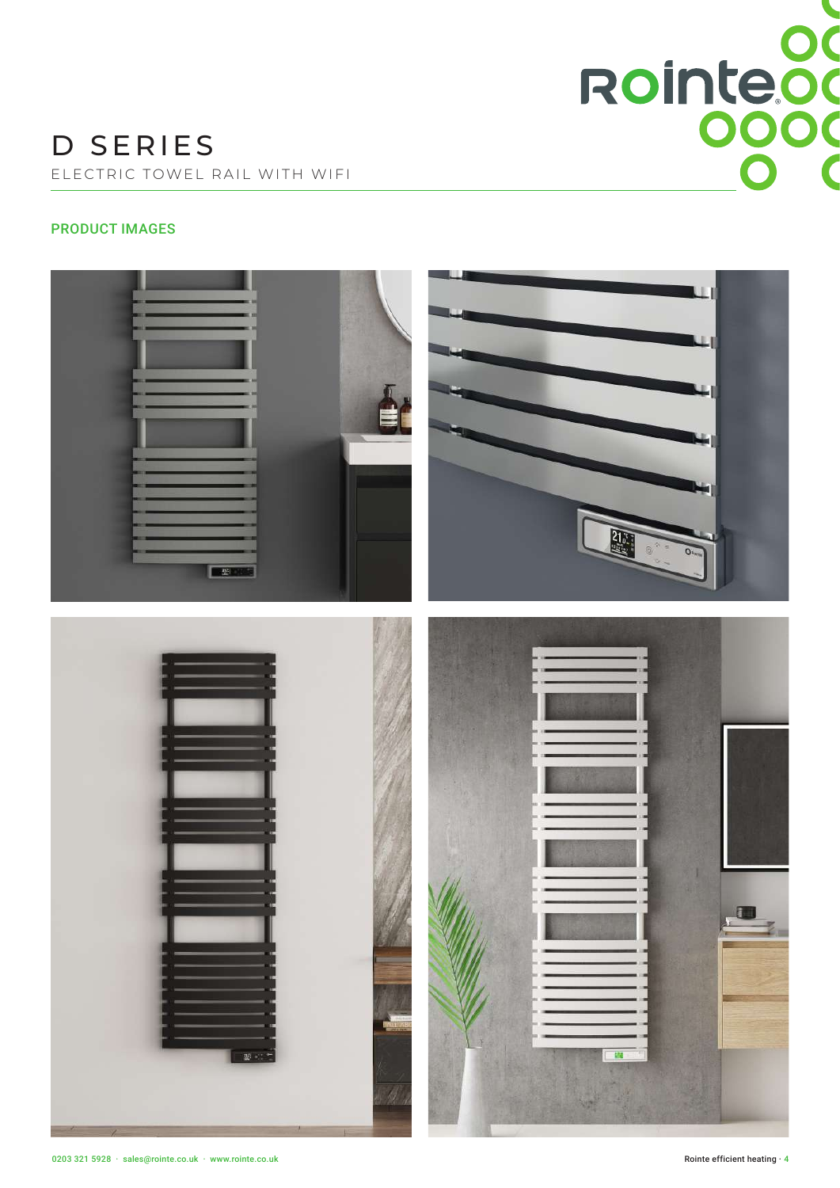# D SERIES

ELECTRIC TOWEL RAIL WITH WIFI

## PRODUCT IMAGES